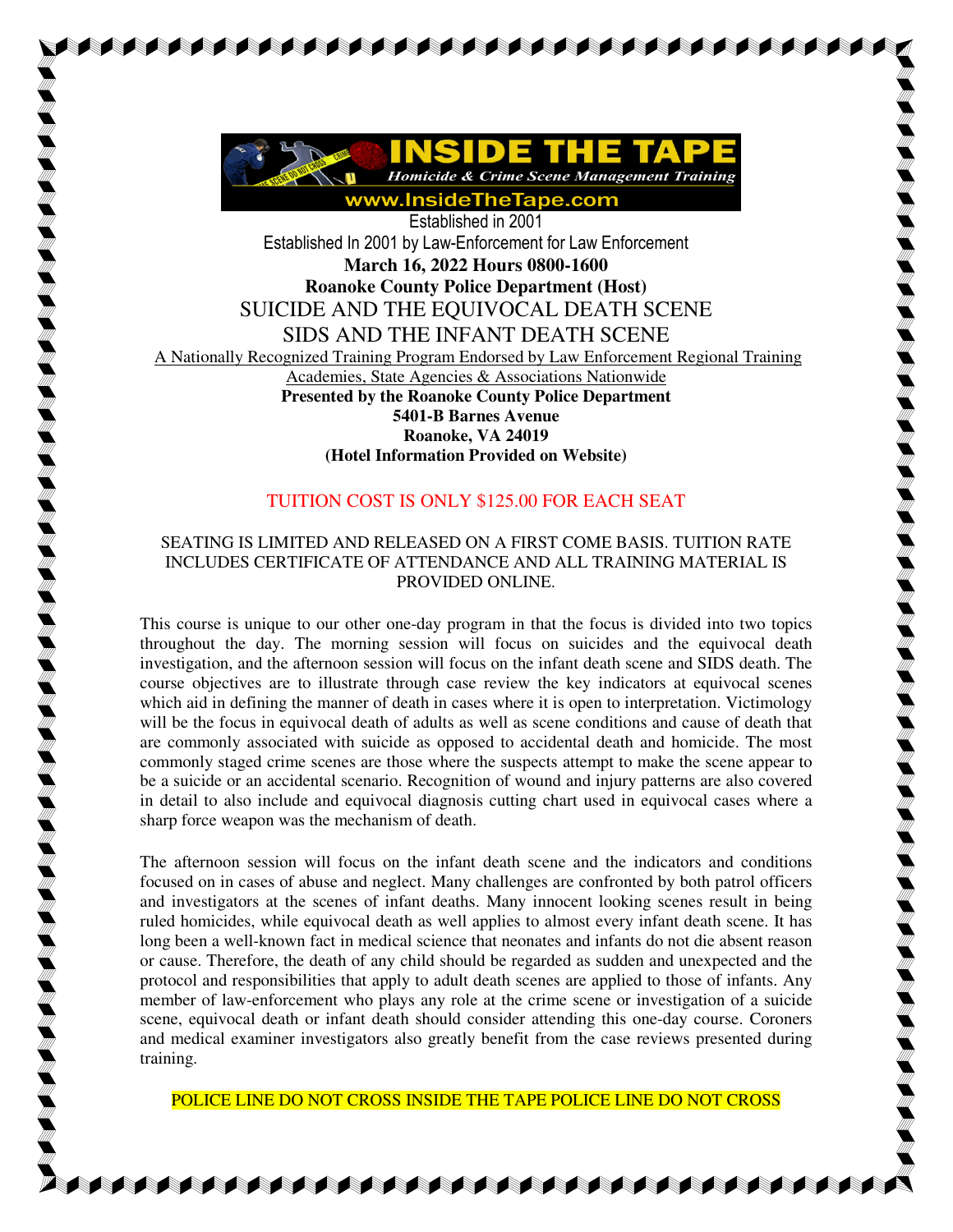# INSIDE THE TAPE

*Homicide & Crime Scene Management Training*

**www.InsideTheTape.com**

Established in 2001

Established In 2001 by Law-Enforcement for Law Enforcement

**March 16, 2022 Hours 0800-1600**

**Roanoke County Police Department (Host)**

## SUICIDE AND THE EQUIVOCAL DEATH SCENE

## SIDS AND THE INFANT DEATH SCENE

A Nationally Recognized Training Program Endorsed by Law Enforcement Regional Training Academies, State Agencies & Associations Nationwide

**Presented by the Roanoke County Police Department**
**5401-B Barnes Avenue**
**Roanoke, VA 24019**
**(Hotel Information Provided on Website)**

TUITION COST IS ONLY $125.00 FOR EACH SEAT

SEATING IS LIMITED AND RELEASED ON A FIRST COME BASIS. TUITION RATE INCLUDES CERTIFICATE OF ATTENDANCE AND ALL TRAINING MATERIAL IS PROVIDED ONLINE.

This course is unique to our other one-day program in that the focus is divided into two topics throughout the day. The morning session will focus on suicides and the equivocal death investigation, and the afternoon session will focus on the infant death scene and SIDS death. The course objectives are to illustrate through case review the key indicators at equivocal scenes which aid in defining the manner of death in cases where it is open to interpretation. Victimology will be the focus in equivocal death of adults as well as scene conditions and cause of death that are commonly associated with suicide as opposed to accidental death and homicide. The most commonly staged crime scenes are those where the suspects attempt to make the scene appear to be a suicide or an accidental scenario. Recognition of wound and injury patterns are also covered in detail to also include and equivocal diagnosis cutting chart used in equivocal cases where a sharp force weapon was the mechanism of death.

The afternoon session will focus on the infant death scene and the indicators and conditions focused on in cases of abuse and neglect. Many challenges are confronted by both patrol officers and investigators at the scenes of infant deaths. Many innocent looking scenes result in being ruled homicides, while equivocal death as well applies to almost every infant death scene. It has long been a well-known fact in medical science that neonates and infants do not die absent reason or cause. Therefore, the death of any child should be regarded as sudden and unexpected and the protocol and responsibilities that apply to adult death scenes are applied to those of infants. Any member of law-enforcement who plays any role at the crime scene or investigation of a suicide scene, equivocal death or infant death should consider attending this one-day course. Coroners and medical examiner investigators also greatly benefit from the case reviews presented during training.

POLICE LINE DO NOT CROSS INSIDE THE TAPE POLICE LINE DO NOT CROSS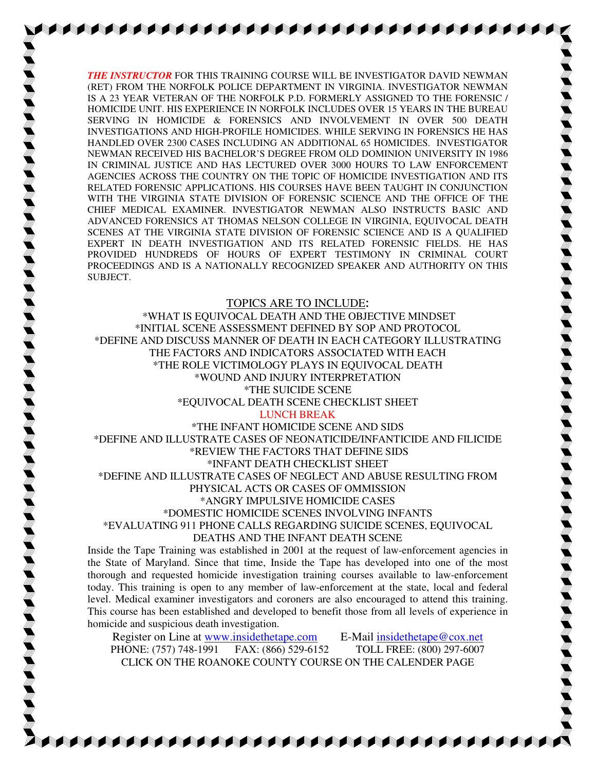***THE INSTRUCTOR*** FOR THIS TRAINING COURSE WILL BE INVESTIGATOR DAVID NEWMAN (RET) FROM THE NORFOLK POLICE DEPARTMENT IN VIRGINIA. INVESTIGATOR NEWMAN IS A 23 YEAR VETERAN OF THE NORFOLK P.D. FORMERLY ASSIGNED TO THE FORENSIC / HOMICIDE UNIT. HIS EXPERIENCE IN NORFOLK INCLUDES OVER 15 YEARS IN THE BUREAU SERVING IN HOMICIDE & FORENSICS AND INVOLVEMENT IN OVER 500 DEATH INVESTIGATIONS AND HIGH-PROFILE HOMICIDES. WHILE SERVING IN FORENSICS HE HAS HANDLED OVER 2300 CASES INCLUDING AN ADDITIONAL 65 HOMICIDES. INVESTIGATOR NEWMAN RECEIVED HIS BACHELOR'S DEGREE FROM OLD DOMINION UNIVERSITY IN 1986 IN CRIMINAL JUSTICE AND HAS LECTURED OVER 3000 HOURS TO LAW ENFORCEMENT AGENCIES ACROSS THE COUNTRY ON THE TOPIC OF HOMICIDE INVESTIGATION AND ITS RELATED FORENSIC APPLICATIONS. HIS COURSES HAVE BEEN TAUGHT IN CONJUNCTION WITH THE VIRGINIA STATE DIVISION OF FORENSIC SCIENCE AND THE OFFICE OF THE CHIEF MEDICAL EXAMINER. INVESTIGATOR NEWMAN ALSO INSTRUCTS BASIC AND ADVANCED FORENSICS AT THOMAS NELSON COLLEGE IN VIRGINIA, EQUIVOCAL DEATH SCENES AT THE VIRGINIA STATE DIVISION OF FORENSIC SCIENCE AND IS A QUALIFIED EXPERT IN DEATH INVESTIGATION AND ITS RELATED FORENSIC FIELDS. HE HAS PROVIDED HUNDREDS OF HOURS OF EXPERT TESTIMONY IN CRIMINAL COURT PROCEEDINGS AND IS A NATIONALLY RECOGNIZED SPEAKER AND AUTHORITY ON THIS SUBJECT.

TOPICS ARE TO INCLUDE:

*WHAT IS EQUIVOCAL DEATH AND THE OBJECTIVE MINDSET
*INITIAL SCENE ASSESSMENT DEFINED BY SOP AND PROTOCOL
*DEFINE AND DISCUSS MANNER OF DEATH IN EACH CATEGORY ILLUSTRATING THE FACTORS AND INDICATORS ASSOCIATED WITH EACH
*THE ROLE VICTIMOLOGY PLAYS IN EQUIVOCAL DEATH
*WOUND AND INJURY INTERPRETATION
*THE SUICIDE SCENE
*EQUIVOCAL DEATH SCENE CHECKLIST SHEET

LUNCH BREAK

*THE INFANT HOMICIDE SCENE AND SIDS
*DEFINE AND ILLUSTRATE CASES OF NEONATICIDE/INFANTICIDE AND FILICIDE
*REVIEW THE FACTORS THAT DEFINE SIDS
*INFANT DEATH CHECKLIST SHEET
*DEFINE AND ILLUSTRATE CASES OF NEGLECT AND ABUSE RESULTING FROM PHYSICAL ACTS OR CASES OF OMMISSION
*ANGRY IMPULSIVE HOMICIDE CASES
*DOMESTIC HOMICIDE SCENES INVOLVING INFANTS
*EVALUATING 911 PHONE CALLS REGARDING SUICIDE SCENES, EQUIVOCAL DEATHS AND THE INFANT DEATH SCENE

Inside the Tape Training was established in 2001 at the request of law-enforcement agencies in the State of Maryland. Since that time, Inside the Tape has developed into one of the most thorough and requested homicide investigation training courses available to law-enforcement today. This training is open to any member of law-enforcement at the state, local and federal level. Medical examiner investigators and coroners are also encouraged to attend this training. This course has been established and developed to benefit those from all levels of experience in homicide and suspicious death investigation.

Register on Line at www.insidethetape.com E-Mail insidethetape@cox.net
PHONE: (757) 748-1991 FAX: (866) 529-6152 TOLL FREE: (800) 297-6007
CLICK ON THE ROANOKE COUNTY COURSE ON THE CALENDER PAGE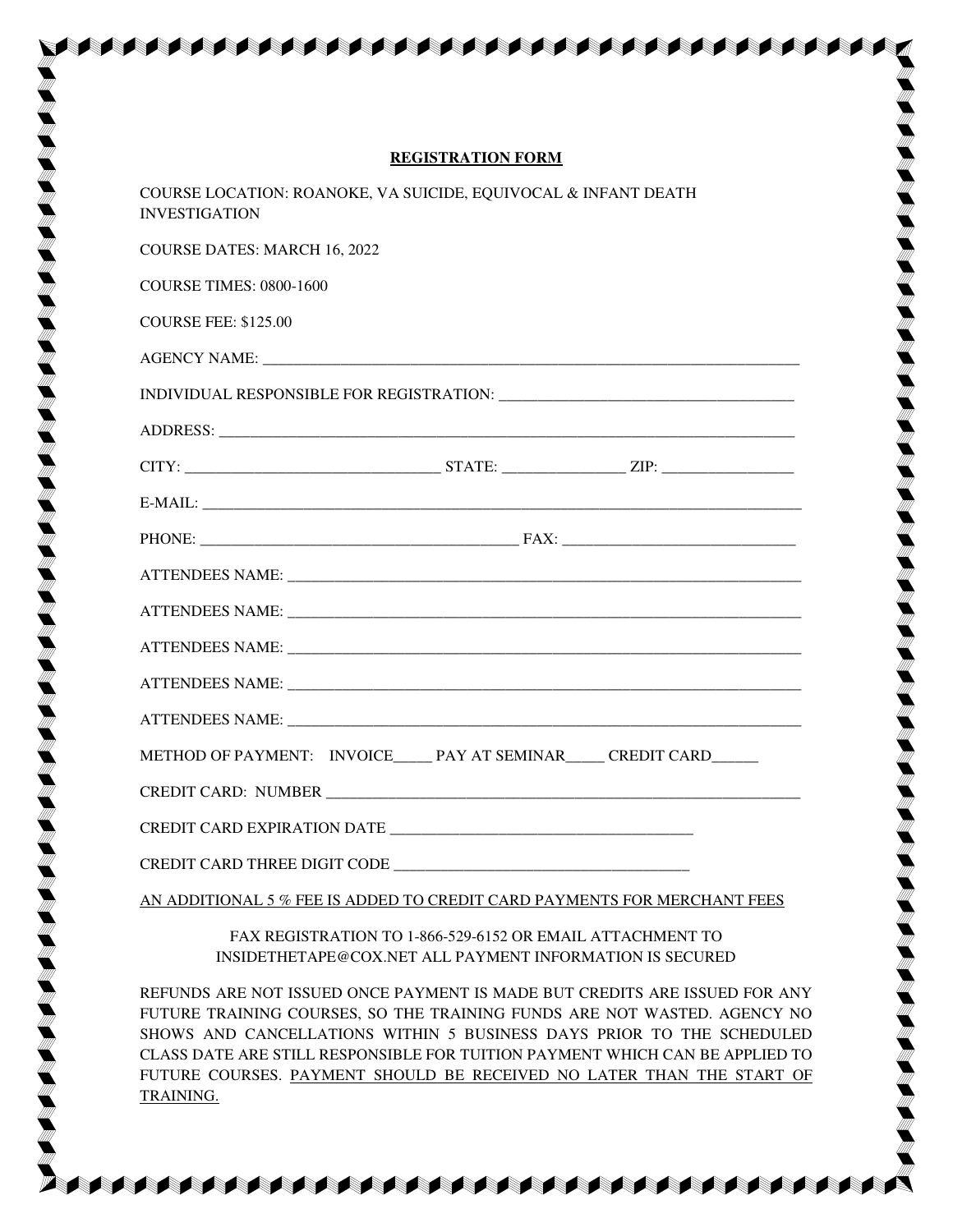## REGISTRATION FORM

COURSE LOCATION: ROANOKE, VA SUICIDE, EQUIVOCAL & INFANT DEATH INVESTIGATION

COURSE DATES: MARCH 16, 2022

COURSE TIMES: 0800-1600

COURSE FEE: $125.00

AGENCY NAME: ___________________________________________________________________

INDIVIDUAL RESPONSIBLE FOR REGISTRATION: ____________________________________

ADDRESS: _______________________________________________________________________

CITY: _______________________________ STATE: _______________ ZIP: ________________

E-MAIL: ________________________________________________________________________

PHONE: ________________________________________ FAX: ____________________________

ATTENDEES NAME: ________________________________________________________________

ATTENDEES NAME: ________________________________________________________________

ATTENDEES NAME: ________________________________________________________________

ATTENDEES NAME: ________________________________________________________________

ATTENDEES NAME: ________________________________________________________________

METHOD OF PAYMENT: INVOICE_____ PAY AT SEMINAR_____ CREDIT CARD______

CREDIT CARD: NUMBER ___________________________________________________________

CREDIT CARD EXPIRATION DATE ______________________________________

CREDIT CARD THREE DIGIT CODE _____________________________________

<u>AN ADDITIONAL 5 % FEE IS ADDED TO CREDIT CARD PAYMENTS FOR MERCHANT FEES</u>

FAX REGISTRATION TO 1-866-529-6152 OR EMAIL ATTACHMENT TO INSIDETHETAPE@COX.NET ALL PAYMENT INFORMATION IS SECURED

REFUNDS ARE NOT ISSUED ONCE PAYMENT IS MADE BUT CREDITS ARE ISSUED FOR ANY FUTURE TRAINING COURSES, SO THE TRAINING FUNDS ARE NOT WASTED. AGENCY NO SHOWS AND CANCELLATIONS WITHIN 5 BUSINESS DAYS PRIOR TO THE SCHEDULED CLASS DATE ARE STILL RESPONSIBLE FOR TUITION PAYMENT WHICH CAN BE APPLIED TO FUTURE COURSES. <u>PAYMENT SHOULD BE RECEIVED NO LATER THAN THE START OF TRAINING.</u>